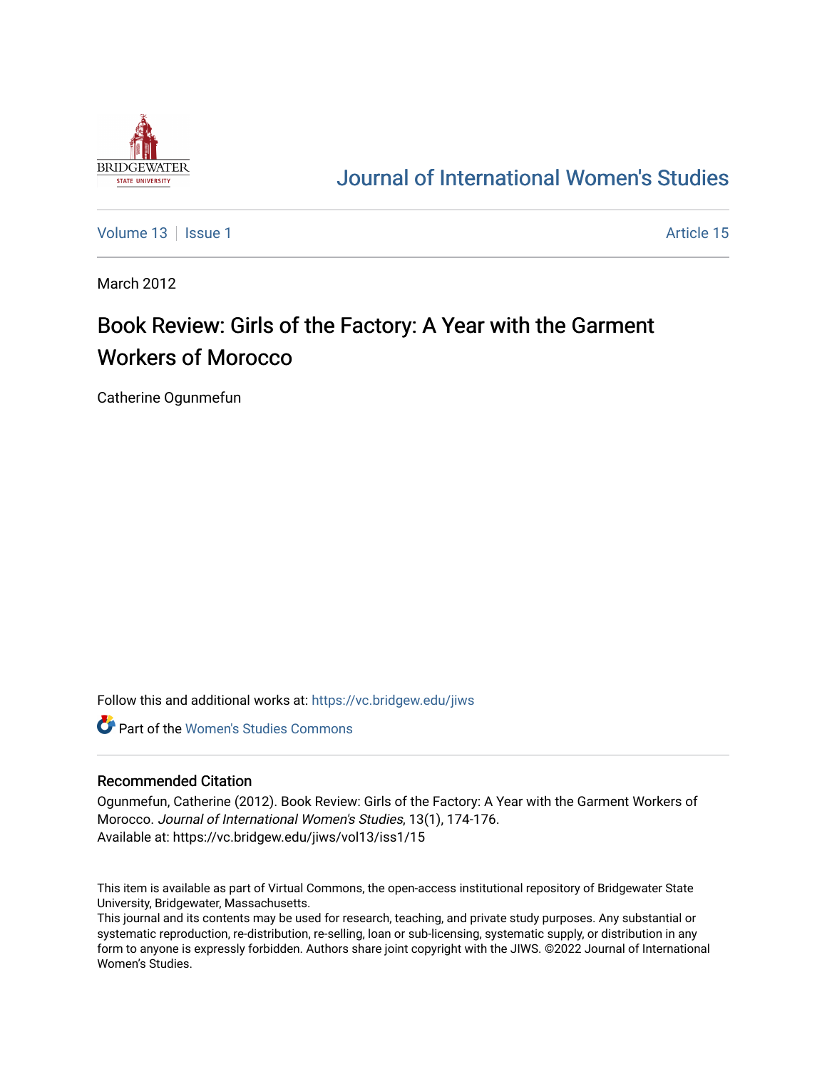# Journal of International Women's Studies

Volume 13 | Issue 1 | Article 15

March 2012

## Book Review: Girls of the Factory: A Year with the Garment Workers of Morocco

Catherine Ogunmefun

Follow this and additional works at: https://vc.bridgew.edu/jiws

Part of the Women's Studies Commons

### Recommended Citation

Ogunmefun, Catherine (2012). Book Review: Girls of the Factory: A Year with the Garment Workers of Morocco. *Journal of International Women's Studies*, 13(1), 174-176.
Available at: https://vc.bridgew.edu/jiws/vol13/iss1/15

This item is available as part of Virtual Commons, the open-access institutional repository of Bridgewater State University, Bridgewater, Massachusetts.
This journal and its contents may be used for research, teaching, and private study purposes. Any substantial or systematic reproduction, re-distribution, re-selling, loan or sub-licensing, systematic supply, or distribution in any form to anyone is expressly forbidden. Authors share joint copyright with the JIWS. ©2022 Journal of International Women's Studies.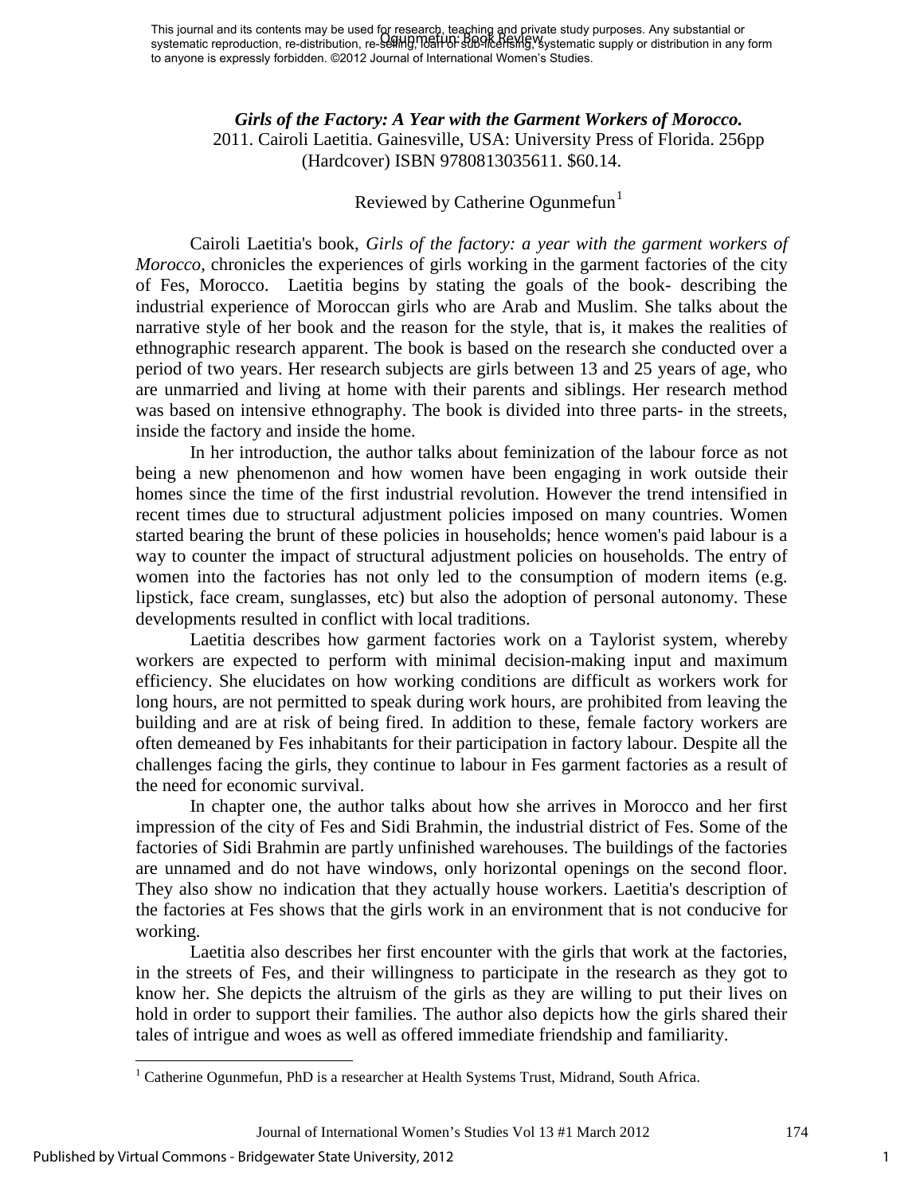This journal and its contents may be used for research, teaching and private study purposes. Any substantial or systematic reproduction, re-distribution, re-selling, loan or sub-licensing, systematic supply or distribution in any form to anyone is expressly forbidden. ©2012 Journal of International Women's Studies.

***Girls of the Factory: A Year with the Garment Workers of Morocco.***
2011. Cairoli Laetitia. Gainesville, USA: University Press of Florida. 256pp (Hardcover) ISBN 9780813035611. $60.14.

Reviewed by Catherine Ogunmefun[1]

Cairoli Laetitia's book, *Girls of the factory: a year with the garment workers of Morocco*, chronicles the experiences of girls working in the garment factories of the city of Fes, Morocco. Laetitia begins by stating the goals of the book- describing the industrial experience of Moroccan girls who are Arab and Muslim. She talks about the narrative style of her book and the reason for the style, that is, it makes the realities of ethnographic research apparent. The book is based on the research she conducted over a period of two years. Her research subjects are girls between 13 and 25 years of age, who are unmarried and living at home with their parents and siblings. Her research method was based on intensive ethnography. The book is divided into three parts- in the streets, inside the factory and inside the home.

In her introduction, the author talks about feminization of the labour force as not being a new phenomenon and how women have been engaging in work outside their homes since the time of the first industrial revolution. However the trend intensified in recent times due to structural adjustment policies imposed on many countries. Women started bearing the brunt of these policies in households; hence women's paid labour is a way to counter the impact of structural adjustment policies on households. The entry of women into the factories has not only led to the consumption of modern items (e.g. lipstick, face cream, sunglasses, etc) but also the adoption of personal autonomy. These developments resulted in conflict with local traditions.

Laetitia describes how garment factories work on a Taylorist system, whereby workers are expected to perform with minimal decision-making input and maximum efficiency. She elucidates on how working conditions are difficult as workers work for long hours, are not permitted to speak during work hours, are prohibited from leaving the building and are at risk of being fired. In addition to these, female factory workers are often demeaned by Fes inhabitants for their participation in factory labour. Despite all the challenges facing the girls, they continue to labour in Fes garment factories as a result of the need for economic survival.

In chapter one, the author talks about how she arrives in Morocco and her first impression of the city of Fes and Sidi Brahmin, the industrial district of Fes. Some of the factories of Sidi Brahmin are partly unfinished warehouses. The buildings of the factories are unnamed and do not have windows, only horizontal openings on the second floor. They also show no indication that they actually house workers. Laetitia's description of the factories at Fes shows that the girls work in an environment that is not conducive for working.

Laetitia also describes her first encounter with the girls that work at the factories, in the streets of Fes, and their willingness to participate in the research as they got to know her. She depicts the altruism of the girls as they are willing to put their lives on hold in order to support their families. The author also depicts how the girls shared their tales of intrigue and woes as well as offered immediate friendship and familiarity.

[1] Catherine Ogunmefun, PhD is a researcher at Health Systems Trust, Midrand, South Africa.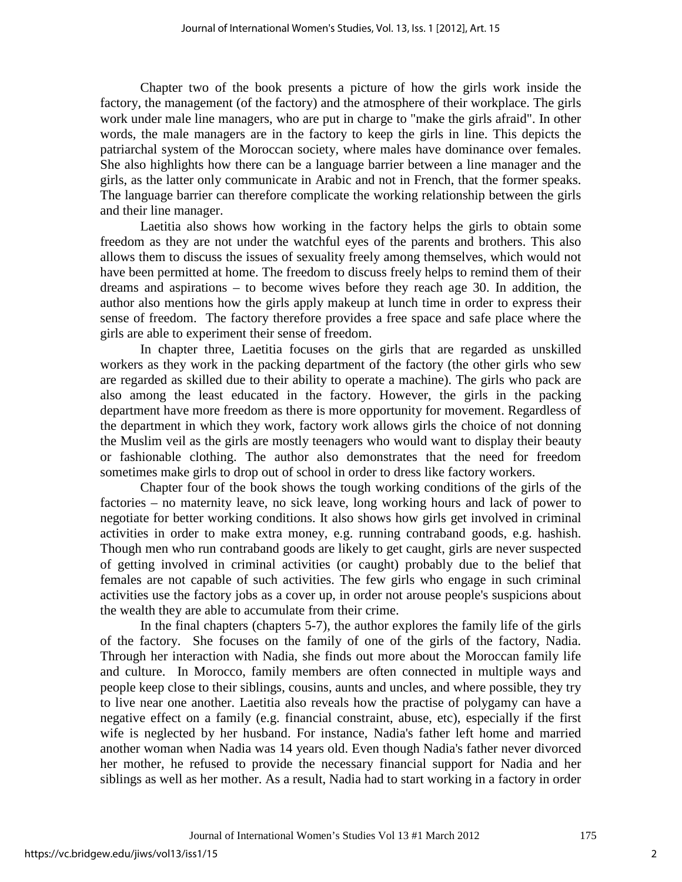Chapter two of the book presents a picture of how the girls work inside the factory, the management (of the factory) and the atmosphere of their workplace. The girls work under male line managers, who are put in charge to "make the girls afraid". In other words, the male managers are in the factory to keep the girls in line. This depicts the patriarchal system of the Moroccan society, where males have dominance over females. She also highlights how there can be a language barrier between a line manager and the girls, as the latter only communicate in Arabic and not in French, that the former speaks. The language barrier can therefore complicate the working relationship between the girls and their line manager.

Laetitia also shows how working in the factory helps the girls to obtain some freedom as they are not under the watchful eyes of the parents and brothers. This also allows them to discuss the issues of sexuality freely among themselves, which would not have been permitted at home. The freedom to discuss freely helps to remind them of their dreams and aspirations – to become wives before they reach age 30. In addition, the author also mentions how the girls apply makeup at lunch time in order to express their sense of freedom. The factory therefore provides a free space and safe place where the girls are able to experiment their sense of freedom.

In chapter three, Laetitia focuses on the girls that are regarded as unskilled workers as they work in the packing department of the factory (the other girls who sew are regarded as skilled due to their ability to operate a machine). The girls who pack are also among the least educated in the factory. However, the girls in the packing department have more freedom as there is more opportunity for movement. Regardless of the department in which they work, factory work allows girls the choice of not donning the Muslim veil as the girls are mostly teenagers who would want to display their beauty or fashionable clothing. The author also demonstrates that the need for freedom sometimes make girls to drop out of school in order to dress like factory workers.

Chapter four of the book shows the tough working conditions of the girls of the factories – no maternity leave, no sick leave, long working hours and lack of power to negotiate for better working conditions. It also shows how girls get involved in criminal activities in order to make extra money, e.g. running contraband goods, e.g. hashish. Though men who run contraband goods are likely to get caught, girls are never suspected of getting involved in criminal activities (or caught) probably due to the belief that females are not capable of such activities. The few girls who engage in such criminal activities use the factory jobs as a cover up, in order not arouse people's suspicions about the wealth they are able to accumulate from their crime.

In the final chapters (chapters 5-7), the author explores the family life of the girls of the factory. She focuses on the family of one of the girls of the factory, Nadia. Through her interaction with Nadia, she finds out more about the Moroccan family life and culture. In Morocco, family members are often connected in multiple ways and people keep close to their siblings, cousins, aunts and uncles, and where possible, they try to live near one another. Laetitia also reveals how the practise of polygamy can have a negative effect on a family (e.g. financial constraint, abuse, etc), especially if the first wife is neglected by her husband. For instance, Nadia's father left home and married another woman when Nadia was 14 years old. Even though Nadia's father never divorced her mother, he refused to provide the necessary financial support for Nadia and her siblings as well as her mother. As a result, Nadia had to start working in a factory in order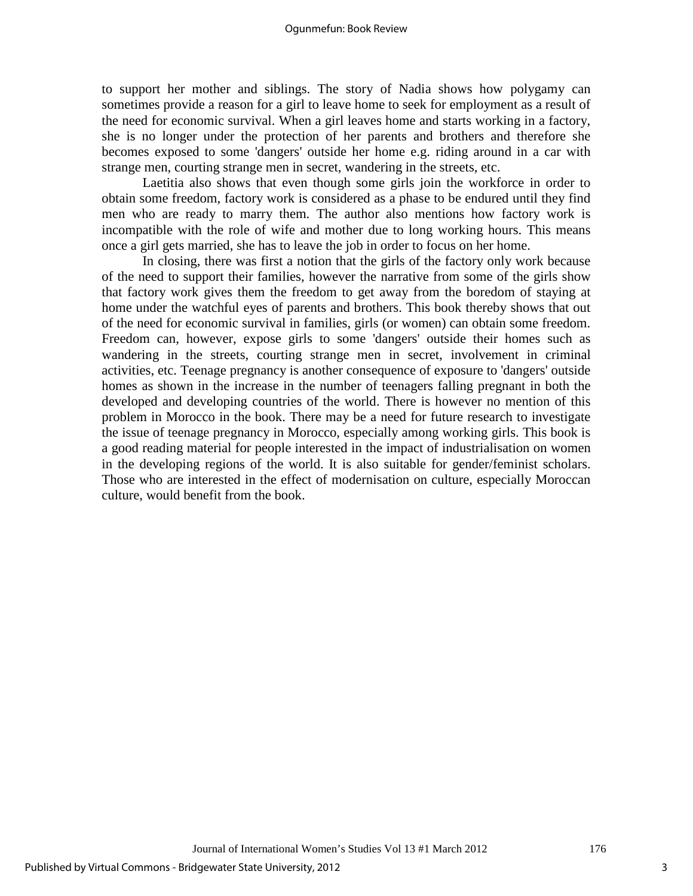to support her mother and siblings. The story of Nadia shows how polygamy can sometimes provide a reason for a girl to leave home to seek for employment as a result of the need for economic survival. When a girl leaves home and starts working in a factory, she is no longer under the protection of her parents and brothers and therefore she becomes exposed to some 'dangers' outside her home e.g. riding around in a car with strange men, courting strange men in secret, wandering in the streets, etc.

Laetitia also shows that even though some girls join the workforce in order to obtain some freedom, factory work is considered as a phase to be endured until they find men who are ready to marry them. The author also mentions how factory work is incompatible with the role of wife and mother due to long working hours. This means once a girl gets married, she has to leave the job in order to focus on her home.

In closing, there was first a notion that the girls of the factory only work because of the need to support their families, however the narrative from some of the girls show that factory work gives them the freedom to get away from the boredom of staying at home under the watchful eyes of parents and brothers. This book thereby shows that out of the need for economic survival in families, girls (or women) can obtain some freedom. Freedom can, however, expose girls to some 'dangers' outside their homes such as wandering in the streets, courting strange men in secret, involvement in criminal activities, etc. Teenage pregnancy is another consequence of exposure to 'dangers' outside homes as shown in the increase in the number of teenagers falling pregnant in both the developed and developing countries of the world. There is however no mention of this problem in Morocco in the book. There may be a need for future research to investigate the issue of teenage pregnancy in Morocco, especially among working girls. This book is a good reading material for people interested in the impact of industrialisation on women in the developing regions of the world. It is also suitable for gender/feminist scholars. Those who are interested in the effect of modernisation on culture, especially Moroccan culture, would benefit from the book.